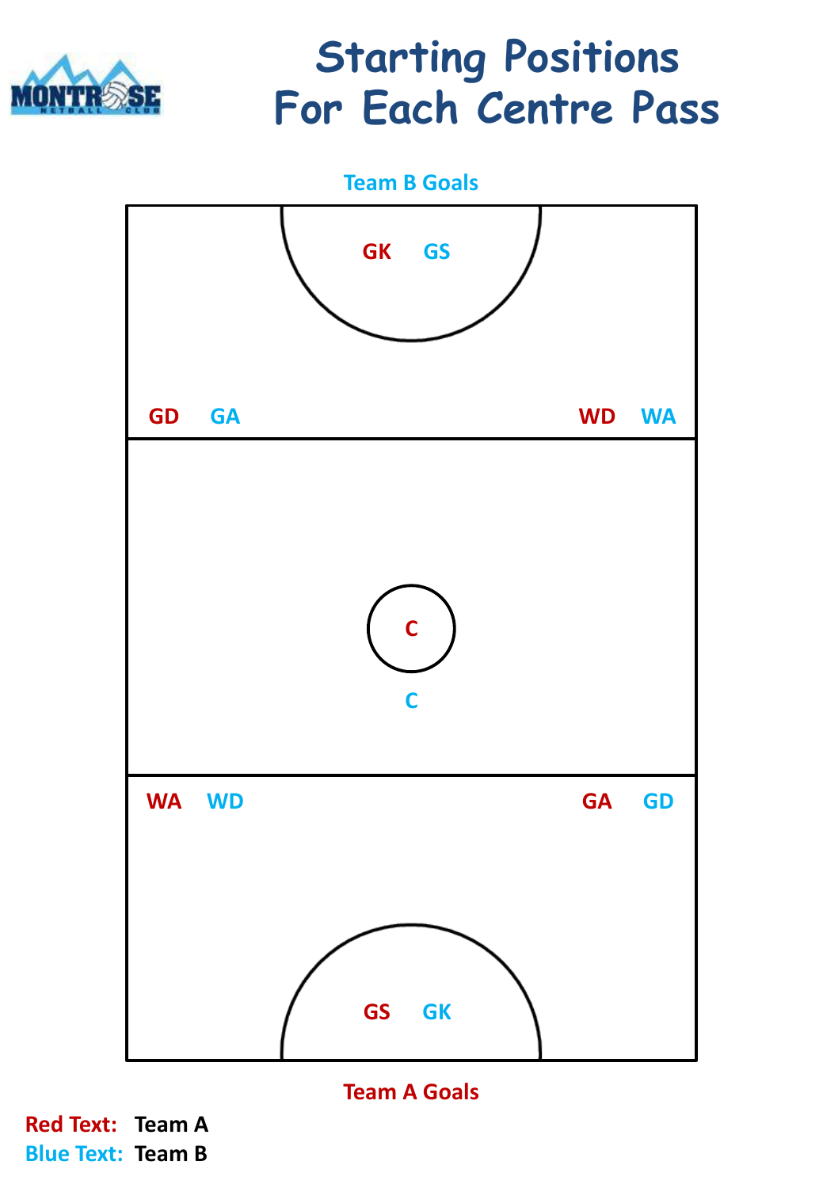MONTROSE NETBALL CLUB

# Starting Positions For Each Centre Pass

Team B Goals

GK GS

GD GA

WD WA

C

C

WA WD

GA GD

GS GK

Team A Goals

**Red Text:** Team A

**Blue Text:** Team B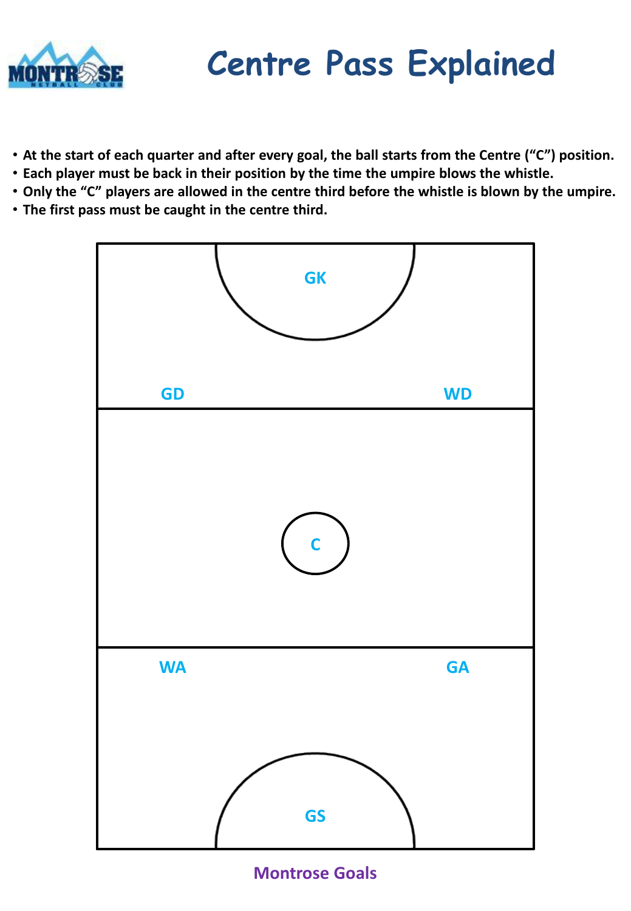# Centre Pass Explained

- At the start of each quarter and after every goal, the ball starts from the Centre ("C") position.
- Each player must be back in their position by the time the umpire blows the whistle.
- Only the "C" players are allowed in the centre third before the whistle is blown by the umpire.
- The first pass must be caught in the centre third.

GK

GD

WD

C

WA

GA

GS

Montrose Goals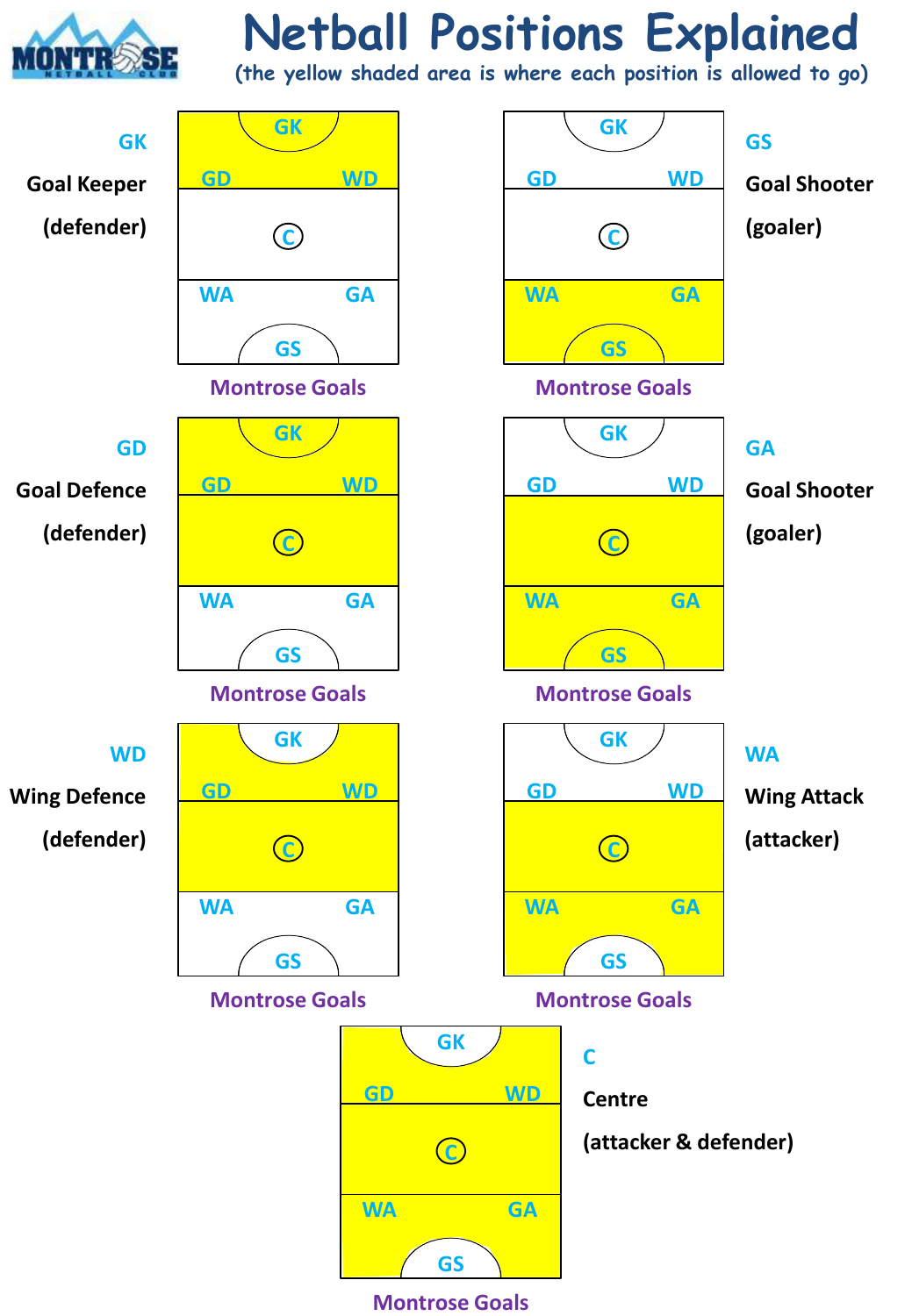# Netball Positions Explained

(the yellow shaded area is where each position is allowed to go)

**GK**

**Goal Keeper**

**(defender)**

GK
GD WD
C
WA GA
GS

Montrose Goals

**GS**

**Goal Shooter**

**(goaler)**

GK
GD WD
C
WA GA
GS

Montrose Goals

**GD**

**Goal Defence**

**(defender)**

GK
GD WD
C
WA GA
GS

Montrose Goals

**GA**

**Goal Shooter**

**(goaler)**

GK
GD WD
C
WA GA
GS

Montrose Goals

**WD**

**Wing Defence**

**(defender)**

GK
GD WD
C
WA GA
GS

Montrose Goals

**WA**

**Wing Attack**

**(attacker)**

GK
GD WD
C
WA GA
GS

Montrose Goals

**C**

**Centre**

**(attacker & defender)**

GK
GD WD
C
WA GA
GS

Montrose Goals